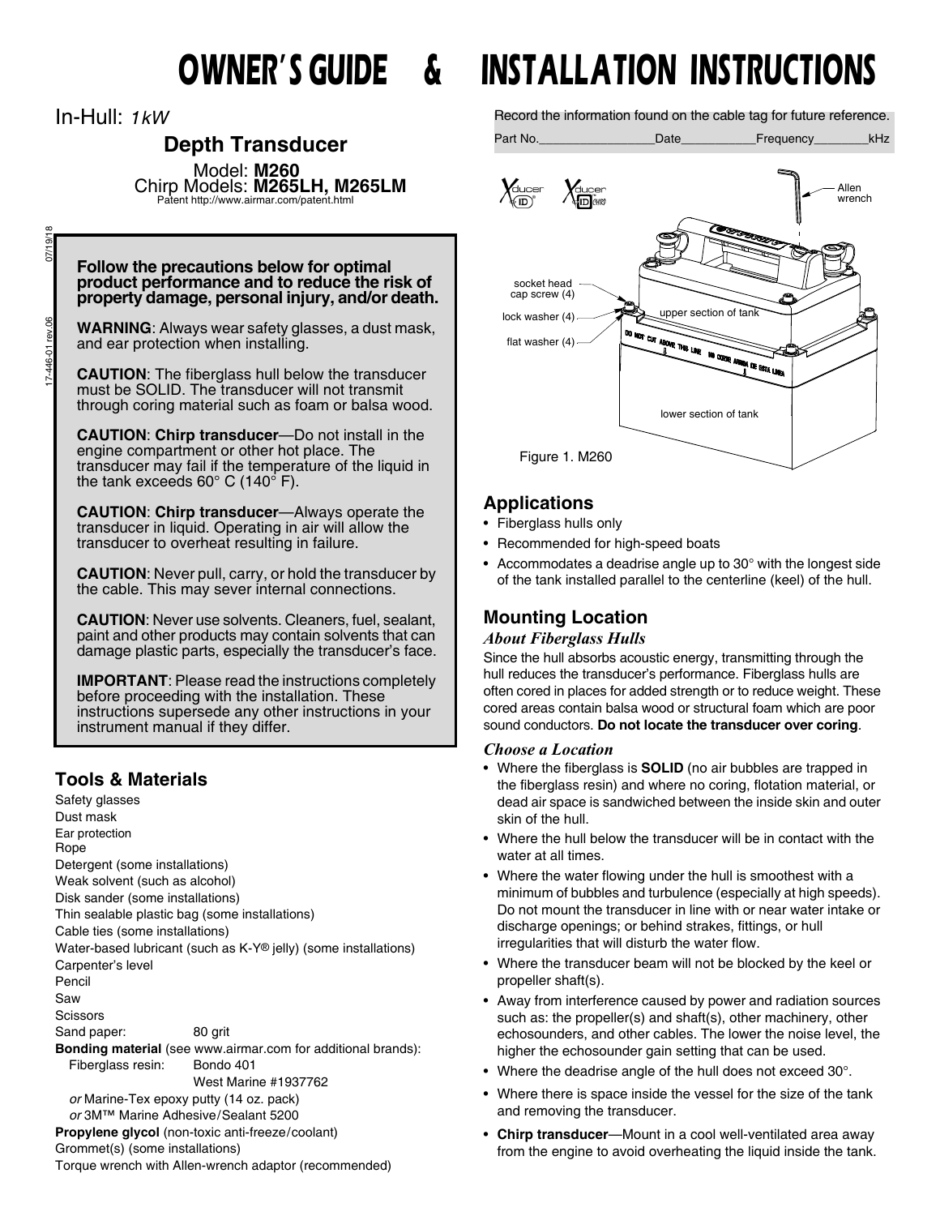# OWNER'S GUIDE & INSTALLATION INSTRUCTIONS

In-Hull: *1kW*

## Depth Transducer

Model: **M260**
Chirp Models: **M265LH, M265LM**
Patent http://www.airmar.com/patent.html

**Follow the precautions below for optimal product performance and to reduce the risk of property damage, personal injury, and/or death.**

**WARNING**: Always wear safety glasses, a dust mask, and ear protection when installing.

**CAUTION**: The fiberglass hull below the transducer must be SOLID. The transducer will not transmit through coring material such as foam or balsa wood.

**CAUTION**: **Chirp transducer**—Do not install in the engine compartment or other hot place. The transducer may fail if the temperature of the liquid in the tank exceeds 60° C (140° F).

**CAUTION**: **Chirp transducer**—Always operate the transducer in liquid. Operating in air will allow the transducer to overheat resulting in failure.

**CAUTION**: Never pull, carry, or hold the transducer by the cable. This may sever internal connections.

**CAUTION**: Never use solvents. Cleaners, fuel, sealant, paint and other products may contain solvents that can damage plastic parts, especially the transducer's face.

**IMPORTANT**: Please read the instructions completely before proceeding with the installation. These instructions supersede any other instructions in your instrument manual if they differ.

### Tools & Materials

Safety glasses
Dust mask
Ear protection
Rope
Detergent (some installations)
Weak solvent (such as alcohol)
Disk sander (some installations)
Thin sealable plastic bag (some installations)
Cable ties (some installations)
Water-based lubricant (such as K-Y® jelly) (some installations)
Carpenter's level
Pencil
Saw
Scissors
Sand paper: 80 grit
**Bonding material** (see www.airmar.com for additional brands):
Fiberglass resin: Bondo 401
West Marine #1937762
*or* Marine-Tex epoxy putty (14 oz. pack)
*or* 3M™ Marine Adhesive/Sealant 5200
**Propylene glycol** (non-toxic anti-freeze/coolant)
Grommet(s) (some installations)
Torque wrench with Allen-wrench adaptor (recommended)

Record the information found on the cable tag for future reference.

Part No.________________Date__________Frequency________kHz

Allen wrench
socket head cap screw (4)
lock washer (4)
flat washer (4)
upper section of tank
DO NOT CUT ABOVE THIS LINE / NO CORTE ARRIBA DE ESTA LINEA
lower section of tank

Figure 1. M260

### Applications

- Fiberglass hulls only
- Recommended for high-speed boats
- Accommodates a deadrise angle up to 30° with the longest side of the tank installed parallel to the centerline (keel) of the hull.

### Mounting Location

#### *About Fiberglass Hulls*

Since the hull absorbs acoustic energy, transmitting through the hull reduces the transducer's performance. Fiberglass hulls are often cored in places for added strength or to reduce weight. These cored areas contain balsa wood or structural foam which are poor sound conductors. **Do not locate the transducer over coring**.

#### *Choose a Location*

- Where the fiberglass is **SOLID** (no air bubbles are trapped in the fiberglass resin) and where no coring, flotation material, or dead air space is sandwiched between the inside skin and outer skin of the hull.
- Where the hull below the transducer will be in contact with the water at all times.
- Where the water flowing under the hull is smoothest with a minimum of bubbles and turbulence (especially at high speeds). Do not mount the transducer in line with or near water intake or discharge openings; or behind strakes, fittings, or hull irregularities that will disturb the water flow.
- Where the transducer beam will not be blocked by the keel or propeller shaft(s).
- Away from interference caused by power and radiation sources such as: the propeller(s) and shaft(s), other machinery, other echosounders, and other cables. The lower the noise level, the higher the echosounder gain setting that can be used.
- Where the deadrise angle of the hull does not exceed 30°.
- Where there is space inside the vessel for the size of the tank and removing the transducer.
- **Chirp transducer**—Mount in a cool well-ventilated area away from the engine to avoid overheating the liquid inside the tank.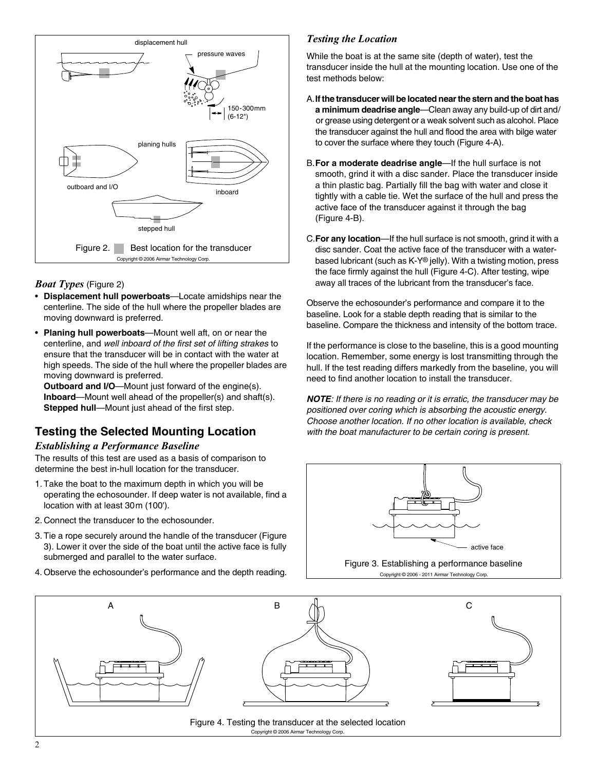Figure 2. Best location for the transducer

### *Boat Types* (Figure 2)

- **Displacement hull powerboats**—Locate amidships near the centerline. The side of the hull where the propeller blades are moving downward is preferred.
- **Planing hull powerboats**—Mount well aft, on or near the centerline, and *well inboard of the first set of lifting strakes* to ensure that the transducer will be in contact with the water at high speeds. The side of the hull where the propeller blades are moving downward is preferred.
  **Outboard and I/O**—Mount just forward of the engine(s).
  **Inboard**—Mount well ahead of the propeller(s) and shaft(s).
  **Stepped hull**—Mount just ahead of the first step.

## Testing the Selected Mounting Location

### *Establishing a Performance Baseline*

The results of this test are used as a basis of comparison to determine the best in-hull location for the transducer.

1. Take the boat to the maximum depth in which you will be operating the echosounder. If deep water is not available, find a location with at least 30m (100').
2. Connect the transducer to the echosounder.
3. Tie a rope securely around the handle of the transducer (Figure 3). Lower it over the side of the boat until the active face is fully submerged and parallel to the water surface.
4. Observe the echosounder's performance and the depth reading.

### *Testing the Location*

While the boat is at the same site (depth of water), test the transducer inside the hull at the mounting location. Use one of the test methods below:

A. **If the transducer will be located near the stern and the boat has a minimum deadrise angle**—Clean away any build-up of dirt and/or grease using detergent or a weak solvent such as alcohol. Place the transducer against the hull and flood the area with bilge water to cover the surface where they touch (Figure 4-A).

B. **For a moderate deadrise angle**—If the hull surface is not smooth, grind it with a disc sander. Place the transducer inside a thin plastic bag. Partially fill the bag with water and close it tightly with a cable tie. Wet the surface of the hull and press the active face of the transducer against it through the bag (Figure 4-B).

C. **For any location**—If the hull surface is not smooth, grind it with a disc sander. Coat the active face of the transducer with a water-based lubricant (such as K-Y® jelly). With a twisting motion, press the face firmly against the hull (Figure 4-C). After testing, wipe away all traces of the lubricant from the transducer's face.

Observe the echosounder's performance and compare it to the baseline. Look for a stable depth reading that is similar to the baseline. Compare the thickness and intensity of the bottom trace.

If the performance is close to the baseline, this is a good mounting location. Remember, some energy is lost transmitting through the hull. If the test reading differs markedly from the baseline, you will need to find another location to install the transducer.

***NOTE**: If there is no reading or it is erratic, the transducer may be positioned over coring which is absorbing the acoustic energy. Choose another location. If no other location is available, check with the boat manufacturer to be certain coring is present.*

Figure 3. Establishing a performance baseline

Figure 4. Testing the transducer at the selected location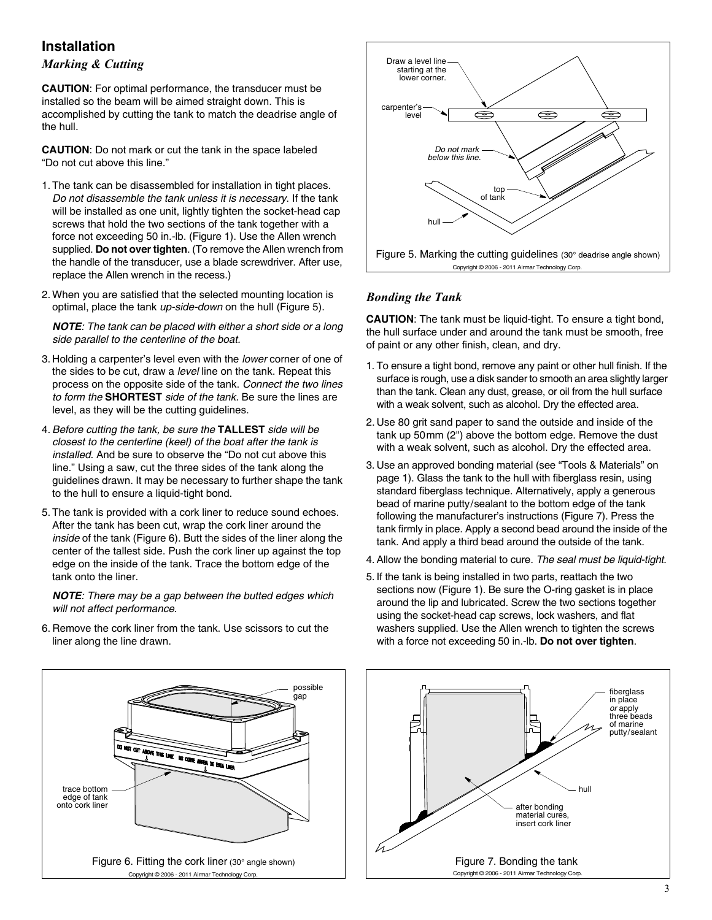## Installation

### *Marking & Cutting*

**CAUTION**: For optimal performance, the transducer must be installed so the beam will be aimed straight down. This is accomplished by cutting the tank to match the deadrise angle of the hull.

**CAUTION**: Do not mark or cut the tank in the space labeled "Do not cut above this line."

1. The tank can be disassembled for installation in tight places. *Do not disassemble the tank unless it is necessary*. If the tank will be installed as one unit, lightly tighten the socket-head cap screws that hold the two sections of the tank together with a force not exceeding 50 in.-lb. (Figure 1). Use the Allen wrench supplied. **Do not over tighten**. (To remove the Allen wrench from the handle of the transducer, use a blade screwdriver. After use, replace the Allen wrench in the recess.)

2. When you are satisfied that the selected mounting location is optimal, place the tank *up-side-down* on the hull (Figure 5).

   ***NOTE****: The tank can be placed with either a short side or a long side parallel to the centerline of the boat.*

3. Holding a carpenter's level even with the *lower* corner of one of the sides to be cut, draw a *level* line on the tank. Repeat this process on the opposite side of the tank. *Connect the two lines to form the* **SHORTEST** *side of the tank*. Be sure the lines are level, as they will be the cutting guidelines.

4. *Before cutting the tank, be sure the* **TALLEST** *side will be closest to the centerline (keel) of the boat after the tank is installed*. And be sure to observe the "Do not cut above this line." Using a saw, cut the three sides of the tank along the guidelines drawn. It may be necessary to further shape the tank to the hull to ensure a liquid-tight bond.

5. The tank is provided with a cork liner to reduce sound echoes. After the tank has been cut, wrap the cork liner around the *inside* of the tank (Figure 6). Butt the sides of the liner along the center of the tallest side. Push the cork liner up against the top edge on the inside of the tank. Trace the bottom edge of the tank onto the liner.

   ***NOTE****: There may be a gap between the butted edges which will not affect performance.*

6. Remove the cork liner from the tank. Use scissors to cut the liner along the line drawn.

Draw a level line starting at the lower corner.

carpenter's level

*Do not mark below this line.*

top of tank

hull

Figure 5. Marking the cutting guidelines (30° deadrise angle shown)

### *Bonding the Tank*

**CAUTION**: The tank must be liquid-tight. To ensure a tight bond, the hull surface under and around the tank must be smooth, free of paint or any other finish, clean, and dry.

1. To ensure a tight bond, remove any paint or other hull finish. If the surface is rough, use a disk sander to smooth an area slightly larger than the tank. Clean any dust, grease, or oil from the hull surface with a weak solvent, such as alcohol. Dry the effected area.

2. Use 80 grit sand paper to sand the outside and inside of the tank up 50mm (2") above the bottom edge. Remove the dust with a weak solvent, such as alcohol. Dry the effected area.

3. Use an approved bonding material (see "Tools & Materials" on page 1). Glass the tank to the hull with fiberglass resin, using standard fiberglass technique. Alternatively, apply a generous bead of marine putty/sealant to the bottom edge of the tank following the manufacturer's instructions (Figure 7). Press the tank firmly in place. Apply a second bead around the inside of the tank. And apply a third bead around the outside of the tank.

4. Allow the bonding material to cure. *The seal must be liquid-tight.*

5. If the tank is being installed in two parts, reattach the two sections now (Figure 1). Be sure the O-ring gasket is in place around the lip and lubricated. Screw the two sections together using the socket-head cap screws, lock washers, and flat washers supplied. Use the Allen wrench to tighten the screws with a force not exceeding 50 in.-lb. **Do not over tighten**.

possible gap

DO NOT CUT ABOVE THIS LINE  NO CORTE ARRIBA DE ESTA LINEA

trace bottom edge of tank onto cork liner

Figure 6. Fitting the cork liner (30° angle shown)

fiberglass in place *or* apply three beads of marine putty/sealant

hull

after bonding material cures, insert cork liner

Figure 7. Bonding the tank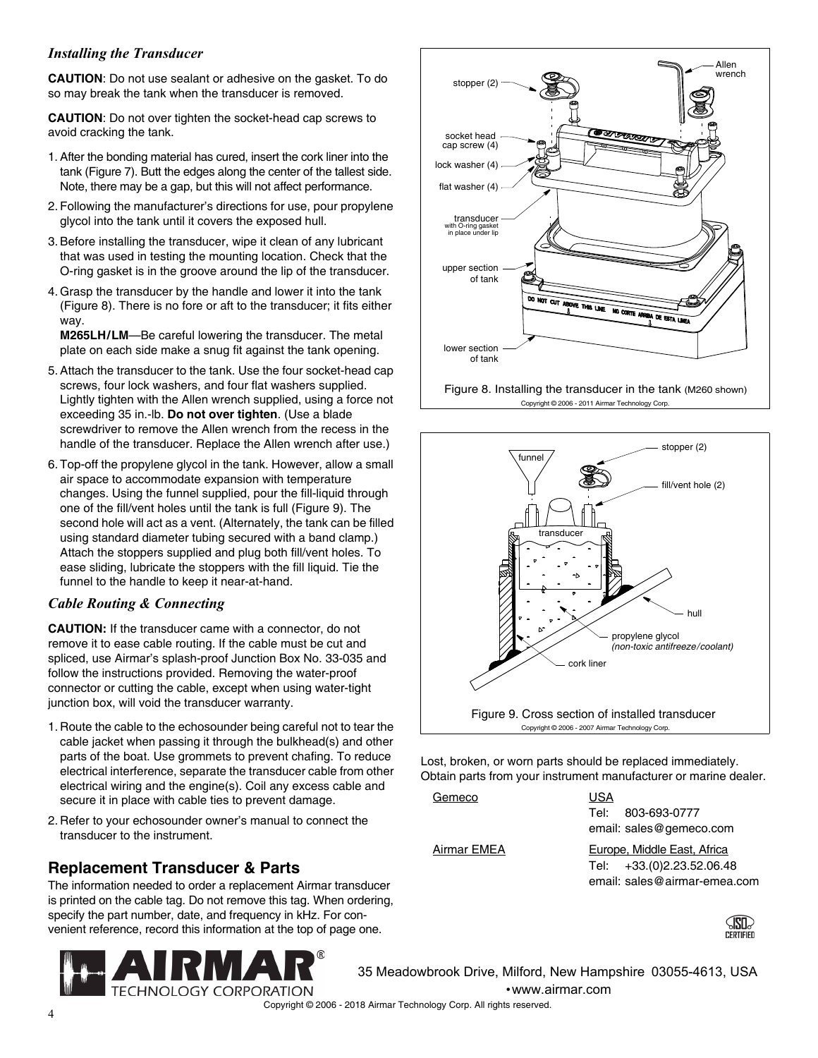### *Installing the Transducer*

**CAUTION**: Do not use sealant or adhesive on the gasket. To do so may break the tank when the transducer is removed.

**CAUTION**: Do not over tighten the socket-head cap screws to avoid cracking the tank.

1. After the bonding material has cured, insert the cork liner into the tank (Figure 7). Butt the edges along the center of the tallest side. Note, there may be a gap, but this will not affect performance.
2. Following the manufacturer's directions for use, pour propylene glycol into the tank until it covers the exposed hull.
3. Before installing the transducer, wipe it clean of any lubricant that was used in testing the mounting location. Check that the O-ring gasket is in the groove around the lip of the transducer.
4. Grasp the transducer by the handle and lower it into the tank (Figure 8). There is no fore or aft to the transducer; it fits either way.
   **M265LH/LM**—Be careful lowering the transducer. The metal plate on each side make a snug fit against the tank opening.
5. Attach the transducer to the tank. Use the four socket-head cap screws, four lock washers, and four flat washers supplied. Lightly tighten with the Allen wrench supplied, using a force not exceeding 35 in.-lb. **Do not over tighten**. (Use a blade screwdriver to remove the Allen wrench from the recess in the handle of the transducer. Replace the Allen wrench after use.)
6. Top-off the propylene glycol in the tank. However, allow a small air space to accommodate expansion with temperature changes. Using the funnel supplied, pour the fill-liquid through one of the fill/vent holes until the tank is full (Figure 9). The second hole will act as a vent. (Alternately, the tank can be filled using standard diameter tubing secured with a band clamp.) Attach the stoppers supplied and plug both fill/vent holes. To ease sliding, lubricate the stoppers with the fill liquid. Tie the funnel to the handle to keep it near-at-hand.

stopper (2)
Allen wrench
socket head cap screw (4)
lock washer (4)
flat washer (4)
transducer with O-ring gasket in place under lip
upper section of tank
DO NOT CUT ABOVE THIS LINE. NO CORTE ARRIBA DE ESTA LINEA
lower section of tank

Figure 8. Installing the transducer in the tank (M260 shown)

Copyright © 2006 - 2011 Airmar Technology Corp.

funnel
stopper (2)
fill/vent hole (2)
transducer
hull
propylene glycol *(non-toxic antifreeze/coolant)*
cork liner

Figure 9. Cross section of installed transducer

Copyright © 2006 - 2007 Airmar Technology Corp.

### *Cable Routing & Connecting*

**CAUTION:** If the transducer came with a connector, do not remove it to ease cable routing. If the cable must be cut and spliced, use Airmar's splash-proof Junction Box No. 33-035 and follow the instructions provided. Removing the water-proof connector or cutting the cable, except when using water-tight junction box, will void the transducer warranty.

1. Route the cable to the echosounder being careful not to tear the cable jacket when passing it through the bulkhead(s) and other parts of the boat. Use grommets to prevent chafing. To reduce electrical interference, separate the transducer cable from other electrical wiring and the engine(s). Coil any excess cable and secure it in place with cable ties to prevent damage.
2. Refer to your echosounder owner's manual to connect the transducer to the instrument.

## Replacement Transducer & Parts

The information needed to order a replacement Airmar transducer is printed on the cable tag. Do not remove this tag. When ordering, specify the part number, date, and frequency in kHz. For convenient reference, record this information at the top of page one.

Lost, broken, or worn parts should be replaced immediately. Obtain parts from your instrument manufacturer or marine dealer.

| | |
|---|---|
| Gemeco | USA<br>Tel: 803-693-0777<br>email: sales@gemeco.com |
| Airmar EMEA | Europe, Middle East, Africa<br>Tel: +33.(0)2.23.52.06.48<br>email: sales@airmar-emea.com |

ISO CERTIFIED

AIRMAR® TECHNOLOGY CORPORATION

35 Meadowbrook Drive, Milford, New Hampshire 03055-4613, USA
• www.airmar.com

Copyright © 2006 - 2018 Airmar Technology Corp. All rights reserved.